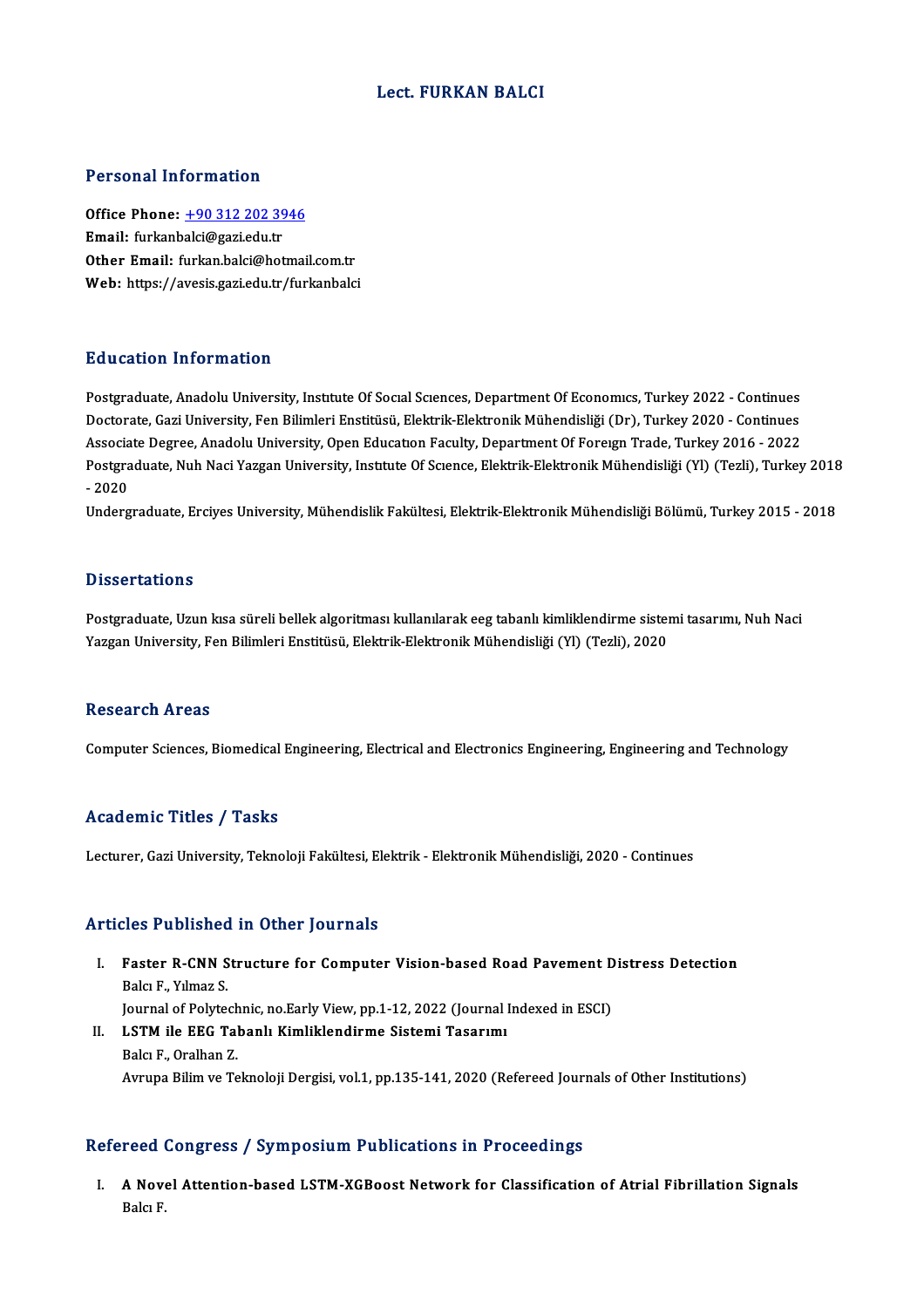# Lect. FURKAN BALCI

## Personal Information

**Office Phone:** +90 312 202 3946
**Email:** furkanbalci@gazi.edu.tr
**Other Email:** furkan.balci@hotmail.com.tr
**Web:** https://avesis.gazi.edu.tr/furkanbalci

## Education Information

Postgraduate, Anadolu University, Institute Of Social Sciences, Department Of Economics, Turkey 2022 - Continues
Doctorate, Gazi University, Fen Bilimleri Enstitüsü, Elektrik-Elektronik Mühendisliği (Dr), Turkey 2020 - Continues
Associate Degree, Anadolu University, Open Education Faculty, Department Of Foreign Trade, Turkey 2016 - 2022
Postgraduate, Nuh Naci Yazgan University, Institute Of Science, Elektrik-Elektronik Mühendisliği (Yl) (Tezli), Turkey 2018 - 2020
Undergraduate, Erciyes University, Mühendislik Fakültesi, Elektrik-Elektronik Mühendisliği Bölümü, Turkey 2015 - 2018

## Dissertations

Postgraduate, Uzun kısa süreli bellek algoritması kullanılarak eeg tabanlı kimliklendirme sistemi tasarımı, Nuh Naci Yazgan University, Fen Bilimleri Enstitüsü, Elektrik-Elektronik Mühendisliği (Yl) (Tezli), 2020

## Research Areas

Computer Sciences, Biomedical Engineering, Electrical and Electronics Engineering, Engineering and Technology

## Academic Titles / Tasks

Lecturer, Gazi University, Teknoloji Fakültesi, Elektrik - Elektronik Mühendisliği, 2020 - Continues

## Articles Published in Other Journals

I. **Faster R-CNN Structure for Computer Vision-based Road Pavement Distress Detection**
   Balcı F., Yılmaz S.
   Journal of Polytechnic, no.Early View, pp.1-12, 2022 (Journal Indexed in ESCI)

II. **LSTM ile EEG Tabanlı Kimliklendirme Sistemi Tasarımı**
   Balcı F., Oralhan Z.
   Avrupa Bilim ve Teknoloji Dergisi, vol.1, pp.135-141, 2020 (Refereed Journals of Other Institutions)

## Refereed Congress / Symposium Publications in Proceedings

I. **A Novel Attention-based LSTM-XGBoost Network for Classification of Atrial Fibrillation Signals**
   Balcı F.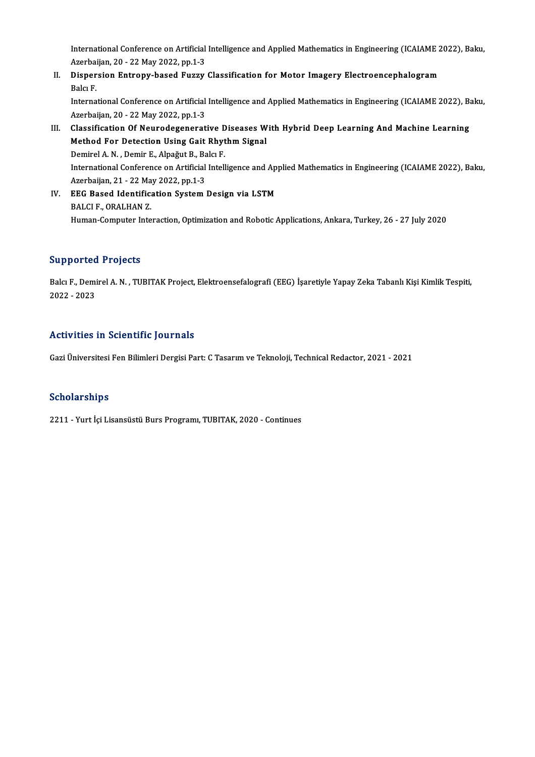International Conference on Artificial Intelligence and Applied Mathematics in Engineering (ICAIAME 2022), Baku, Azerbaijan, 20 - 22 May 2022, pp.1-3

II. **Dispersion Entropy-based Fuzzy Classification for Motor Imagery Electroencephalogram**
Balcı F.
International Conference on Artificial Intelligence and Applied Mathematics in Engineering (ICAIAME 2022), Baku, Azerbaijan, 20 - 22 May 2022, pp.1-3

III. **Classification Of Neurodegenerative Diseases With Hybrid Deep Learning And Machine Learning Method For Detection Using Gait Rhythm Signal**
Demirel A. N. , Demir E., Alpağut B., Balcı F.
International Conference on Artificial Intelligence and Applied Mathematics in Engineering (ICAIAME 2022), Baku, Azerbaijan, 21 - 22 May 2022, pp.1-3

IV. **EEG Based Identification System Design via LSTM**
BALCI F., ORALHAN Z.
Human-Computer Interaction, Optimization and Robotic Applications, Ankara, Turkey, 26 - 27 July 2020

## Supported Projects

Balcı F., Demirel A. N. , TUBITAK Project, Elektroensefalografi (EEG) İşaretiyle Yapay Zeka Tabanlı Kişi Kimlik Tespiti, 2022 - 2023

## Activities in Scientific Journals

Gazi Üniversitesi Fen Bilimleri Dergisi Part: C Tasarım ve Teknoloji, Technical Redactor, 2021 - 2021

## Scholarships

2211 - Yurt İçi Lisansüstü Burs Programı, TUBITAK, 2020 - Continues